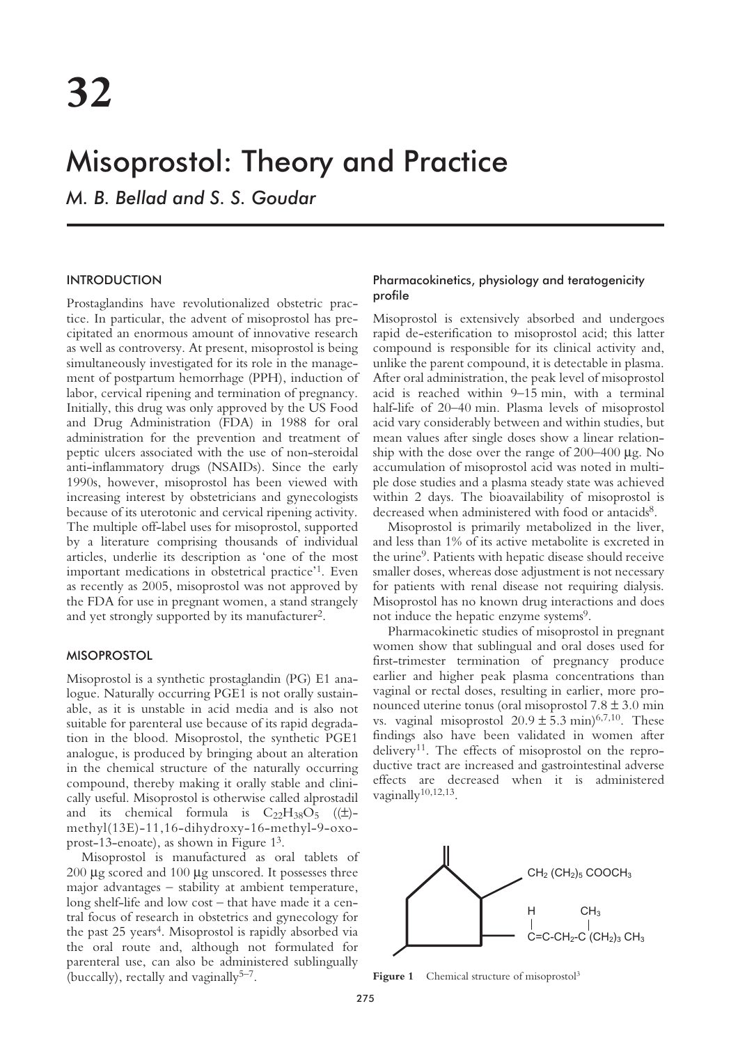# 32

# Misoprostol: Theory and Practice

*M. B. Bellad and S. S. Goudar*

## INTRODUCTION

Prostaglandins have revolutionalized obstetric practice. In particular, the advent of misoprostol has precipitated an enormous amount of innovative research as well as controversy. At present, misoprostol is being simultaneously investigated for its role in the management of postpartum hemorrhage (PPH), induction of labor, cervical ripening and termination of pregnancy. Initially, this drug was only approved by the US Food and Drug Administration (FDA) in 1988 for oral administration for the prevention and treatment of peptic ulcers associated with the use of non-steroidal anti-inflammatory drugs (NSAIDs). Since the early 1990s, however, misoprostol has been viewed with increasing interest by obstetricians and gynecologists because of its uterotonic and cervical ripening activity. The multiple off-label uses for misoprostol, supported by a literature comprising thousands of individual articles, underlie its description as 'one of the most important medications in obstetrical practice'[1]. Even as recently as 2005, misoprostol was not approved by the FDA for use in pregnant women, a stand strangely and yet strongly supported by its manufacturer[2].

## MISOPROSTOL

Misoprostol is a synthetic prostaglandin (PG) E1 analogue. Naturally occurring PGE1 is not orally sustainable, as it is unstable in acid media and is also not suitable for parenteral use because of its rapid degradation in the blood. Misoprostol, the synthetic PGE1 analogue, is produced by bringing about an alteration in the chemical structure of the naturally occurring compound, thereby making it orally stable and clinically useful. Misoprostol is otherwise called alprostadil and its chemical formula is $C_{22}H_{38}O_5$ ((±)-methyl(13E)-11,16-dihydroxy-16-methyl-9-oxoprost-13-enoate), as shown in Figure 1[3].

Misoprostol is manufactured as oral tablets of 200 μg scored and 100 μg unscored. It possesses three major advantages – stability at ambient temperature, long shelf-life and low cost – that have made it a central focus of research in obstetrics and gynecology for the past 25 years[4]. Misoprostol is rapidly absorbed via the oral route and, although not formulated for parenteral use, can also be administered sublingually (buccally), rectally and vaginally[5–7].

### Pharmacokinetics, physiology and teratogenicity profile

Misoprostol is extensively absorbed and undergoes rapid de-esterification to misoprostol acid; this latter compound is responsible for its clinical activity and, unlike the parent compound, it is detectable in plasma. After oral administration, the peak level of misoprostol acid is reached within 9–15 min, with a terminal half-life of 20–40 min. Plasma levels of misoprostol acid vary considerably between and within studies, but mean values after single doses show a linear relationship with the dose over the range of 200–400 μg. No accumulation of misoprostol acid was noted in multiple dose studies and a plasma steady state was achieved within 2 days. The bioavailability of misoprostol is decreased when administered with food or antacids[8].

Misoprostol is primarily metabolized in the liver, and less than 1% of its active metabolite is excreted in the urine[9]. Patients with hepatic disease should receive smaller doses, whereas dose adjustment is not necessary for patients with renal disease not requiring dialysis. Misoprostol has no known drug interactions and does not induce the hepatic enzyme systems[9].

Pharmacokinetic studies of misoprostol in pregnant women show that sublingual and oral doses used for first-trimester termination of pregnancy produce earlier and higher peak plasma concentrations than vaginal or rectal doses, resulting in earlier, more pronounced uterine tonus (oral misoprostol 7.8 ± 3.0 min vs. vaginal misoprostol 20.9 ± 5.3 min)[6,7,10]. These findings also have been validated in women after delivery[11]. The effects of misoprostol on the reproductive tract are increased and gastrointestinal adverse effects are decreased when it is administered vaginally[10,12,13].

$CH_2\,(CH_2)_5\,COOCH_3$

H — $CH_3$

$C{=}C{-}CH_2{-}C\,(CH_2)_3\,CH_3$

**Figure 1** Chemical structure of misoprostol[3]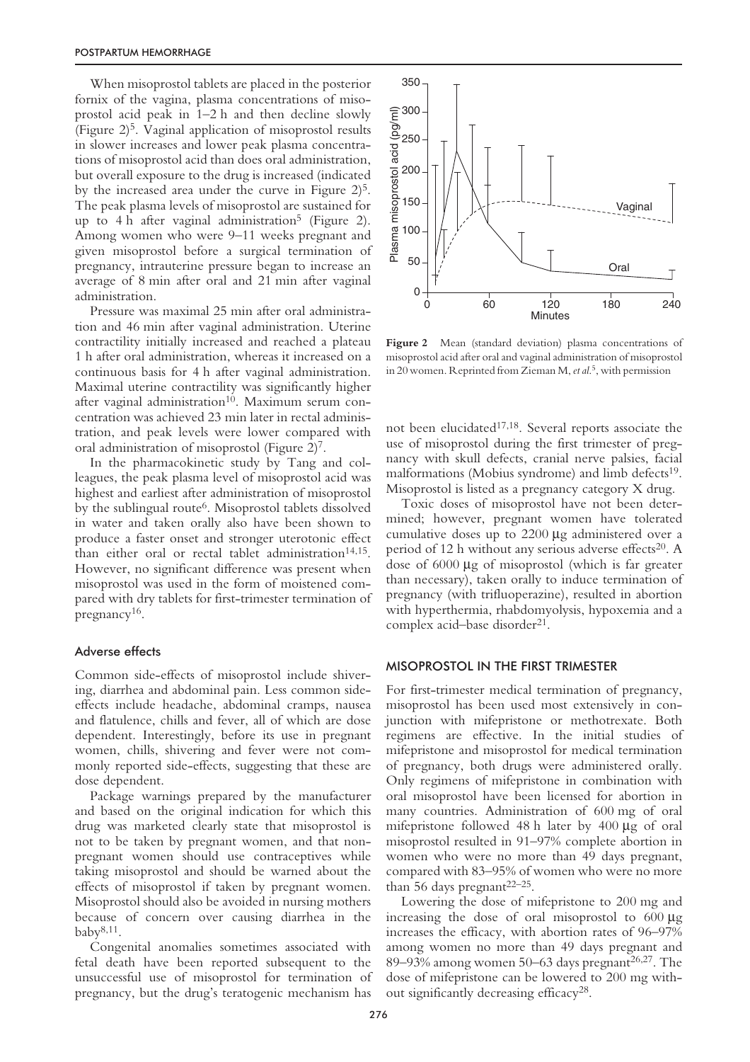When misoprostol tablets are placed in the posterior fornix of the vagina, plasma concentrations of misoprostol acid peak in 1–2 h and then decline slowly (Figure 2)[5]. Vaginal application of misoprostol results in slower increases and lower peak plasma concentrations of misoprostol acid than does oral administration, but overall exposure to the drug is increased (indicated by the increased area under the curve in Figure 2)[5]. The peak plasma levels of misoprostol are sustained for up to 4 h after vaginal administration[5] (Figure 2). Among women who were 9–11 weeks pregnant and given misoprostol before a surgical termination of pregnancy, intrauterine pressure began to increase an average of 8 min after oral and 21 min after vaginal administration.

Pressure was maximal 25 min after oral administration and 46 min after vaginal administration. Uterine contractility initially increased and reached a plateau 1 h after oral administration, whereas it increased on a continuous basis for 4 h after vaginal administration. Maximal uterine contractility was significantly higher after vaginal administration[10]. Maximum serum concentration was achieved 23 min later in rectal administration, and peak levels were lower compared with oral administration of misoprostol (Figure 2)[7].

In the pharmacokinetic study by Tang and colleagues, the peak plasma level of misoprostol acid was highest and earliest after administration of misoprostol by the sublingual route[6]. Misoprostol tablets dissolved in water and taken orally also have been shown to produce a faster onset and stronger uterotonic effect than either oral or rectal tablet administration[14,15]. However, no significant difference was present when misoprostol was used in the form of moistened compared with dry tablets for first-trimester termination of pregnancy[16].

### Adverse effects

Common side-effects of misoprostol include shivering, diarrhea and abdominal pain. Less common side-effects include headache, abdominal cramps, nausea and flatulence, chills and fever, all of which are dose dependent. Interestingly, before its use in pregnant women, chills, shivering and fever were not commonly reported side-effects, suggesting that these are dose dependent.

Package warnings prepared by the manufacturer and based on the original indication for which this drug was marketed clearly state that misoprostol is not to be taken by pregnant women, and that non-pregnant women should use contraceptives while taking misoprostol and should be warned about the effects of misoprostol if taken by pregnant women. Misoprostol should also be avoided in nursing mothers because of concern over causing diarrhea in the baby[8,11].

Congenital anomalies sometimes associated with fetal death have been reported subsequent to the unsuccessful use of misoprostol for termination of pregnancy, but the drug's teratogenic mechanism has not been elucidated[17,18]. Several reports associate the use of misoprostol during the first trimester of pregnancy with skull defects, cranial nerve palsies, facial malformations (Mobius syndrome) and limb defects[19]. Misoprostol is listed as a pregnancy category X drug.

Toxic doses of misoprostol have not been determined; however, pregnant women have tolerated cumulative doses up to 2200 μg administered over a period of 12 h without any serious adverse effects[20]. A dose of 6000 μg of misoprostol (which is far greater than necessary), taken orally to induce termination of pregnancy (with trifluoperazine), resulted in abortion with hyperthermia, rhabdomyolysis, hypoxemia and a complex acid–base disorder[21].

**Figure 2** Mean (standard deviation) plasma concentrations of misoprostol acid after oral and vaginal administration of misoprostol in 20 women. Reprinted from Zieman M, *et al.*[5], with permission

## MISOPROSTOL IN THE FIRST TRIMESTER

For first-trimester medical termination of pregnancy, misoprostol has been used most extensively in conjunction with mifepristone or methotrexate. Both regimens are effective. In the initial studies of mifepristone and misoprostol for medical termination of pregnancy, both drugs were administered orally. Only regimens of mifepristone in combination with oral misoprostol have been licensed for abortion in many countries. Administration of 600 mg of oral mifepristone followed 48 h later by 400 μg of oral misoprostol resulted in 91–97% complete abortion in women who were no more than 49 days pregnant, compared with 83–95% of women who were no more than 56 days pregnant[22–25].

Lowering the dose of mifepristone to 200 mg and increasing the dose of oral misoprostol to 600 μg increases the efficacy, with abortion rates of 96–97% among women no more than 49 days pregnant and 89–93% among women 50–63 days pregnant[26,27]. The dose of mifepristone can be lowered to 200 mg without significantly decreasing efficacy[28].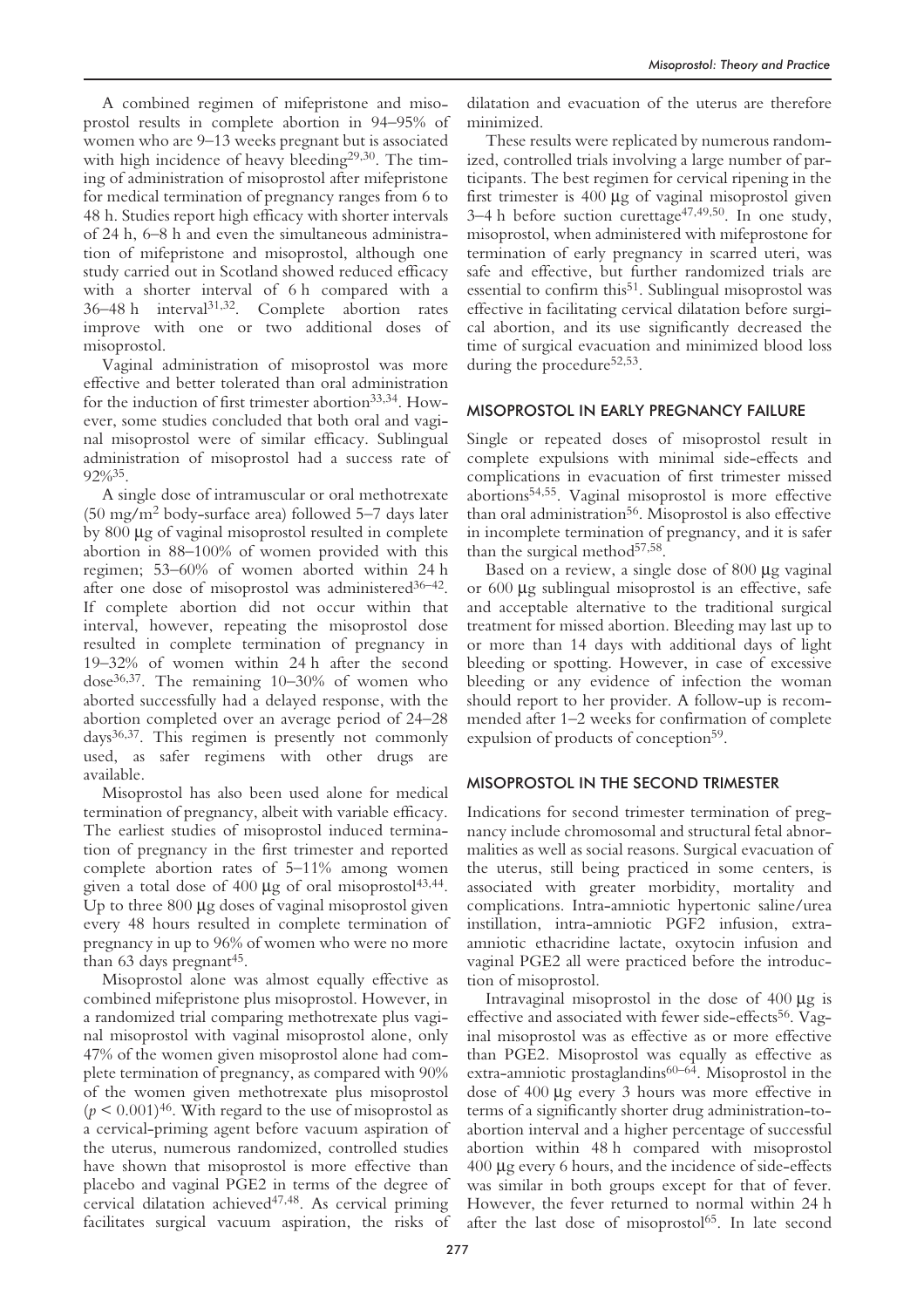A combined regimen of mifepristone and misoprostol results in complete abortion in 94–95% of women who are 9–13 weeks pregnant but is associated with high incidence of heavy bleeding[29,30]. The timing of administration of misoprostol after mifepristone for medical termination of pregnancy ranges from 6 to 48 h. Studies report high efficacy with shorter intervals of 24 h, 6–8 h and even the simultaneous administration of mifepristone and misoprostol, although one study carried out in Scotland showed reduced efficacy with a shorter interval of 6 h compared with a 36–48 h interval[31,32]. Complete abortion rates improve with one or two additional doses of misoprostol.

Vaginal administration of misoprostol was more effective and better tolerated than oral administration for the induction of first trimester abortion[33,34]. However, some studies concluded that both oral and vaginal misoprostol were of similar efficacy. Sublingual administration of misoprostol had a success rate of 92%[35].

A single dose of intramuscular or oral methotrexate (50 mg/m$^2$ body-surface area) followed 5–7 days later by 800 μg of vaginal misoprostol resulted in complete abortion in 88–100% of women provided with this regimen; 53–60% of women aborted within 24 h after one dose of misoprostol was administered[36–42]. If complete abortion did not occur within that interval, however, repeating the misoprostol dose resulted in complete termination of pregnancy in 19–32% of women within 24 h after the second dose[36,37]. The remaining 10–30% of women who aborted successfully had a delayed response, with the abortion completed over an average period of 24–28 days[36,37]. This regimen is presently not commonly used, as safer regimens with other drugs are available.

Misoprostol has also been used alone for medical termination of pregnancy, albeit with variable efficacy. The earliest studies of misoprostol induced termination of pregnancy in the first trimester and reported complete abortion rates of 5–11% among women given a total dose of 400 μg of oral misoprostol[43,44]. Up to three 800 μg doses of vaginal misoprostol given every 48 hours resulted in complete termination of pregnancy in up to 96% of women who were no more than 63 days pregnant[45].

Misoprostol alone was almost equally effective as combined mifepristone plus misoprostol. However, in a randomized trial comparing methotrexate plus vaginal misoprostol with vaginal misoprostol alone, only 47% of the women given misoprostol alone had complete termination of pregnancy, as compared with 90% of the women given methotrexate plus misoprostol ($p < 0.001$)[46]. With regard to the use of misoprostol as a cervical-priming agent before vacuum aspiration of the uterus, numerous randomized, controlled studies have shown that misoprostol is more effective than placebo and vaginal PGE2 in terms of the degree of cervical dilatation achieved[47,48]. As cervical priming facilitates surgical vacuum aspiration, the risks of dilatation and evacuation of the uterus are therefore minimized.

These results were replicated by numerous randomized, controlled trials involving a large number of participants. The best regimen for cervical ripening in the first trimester is 400 μg of vaginal misoprostol given 3–4 h before suction curettage[47,49,50]. In one study, misoprostol, when administered with mifeprostone for termination of early pregnancy in scarred uteri, was safe and effective, but further randomized trials are essential to confirm this[51]. Sublingual misoprostol was effective in facilitating cervical dilatation before surgical abortion, and its use significantly decreased the time of surgical evacuation and minimized blood loss during the procedure[52,53].

## MISOPROSTOL IN EARLY PREGNANCY FAILURE

Single or repeated doses of misoprostol result in complete expulsions with minimal side-effects and complications in evacuation of first trimester missed abortions[54,55]. Vaginal misoprostol is more effective than oral administration[56]. Misoprostol is also effective in incomplete termination of pregnancy, and it is safer than the surgical method[57,58].

Based on a review, a single dose of 800 μg vaginal or 600 μg sublingual misoprostol is an effective, safe and acceptable alternative to the traditional surgical treatment for missed abortion. Bleeding may last up to or more than 14 days with additional days of light bleeding or spotting. However, in case of excessive bleeding or any evidence of infection the woman should report to her provider. A follow-up is recommended after 1–2 weeks for confirmation of complete expulsion of products of conception[59].

## MISOPROSTOL IN THE SECOND TRIMESTER

Indications for second trimester termination of pregnancy include chromosomal and structural fetal abnormalities as well as social reasons. Surgical evacuation of the uterus, still being practiced in some centers, is associated with greater morbidity, mortality and complications. Intra-amniotic hypertonic saline/urea instillation, intra-amniotic PGF2 infusion, extra-amniotic ethacridine lactate, oxytocin infusion and vaginal PGE2 all were practiced before the introduction of misoprostol.

Intravaginal misoprostol in the dose of 400 μg is effective and associated with fewer side-effects[56]. Vaginal misoprostol was as effective as or more effective than PGE2. Misoprostol was equally as effective as extra-amniotic prostaglandins[60–64]. Misoprostol in the dose of 400 μg every 3 hours was more effective in terms of a significantly shorter drug administration-to-abortion interval and a higher percentage of successful abortion within 48 h compared with misoprostol 400 μg every 6 hours, and the incidence of side-effects was similar in both groups except for that of fever. However, the fever returned to normal within 24 h after the last dose of misoprostol[65]. In late second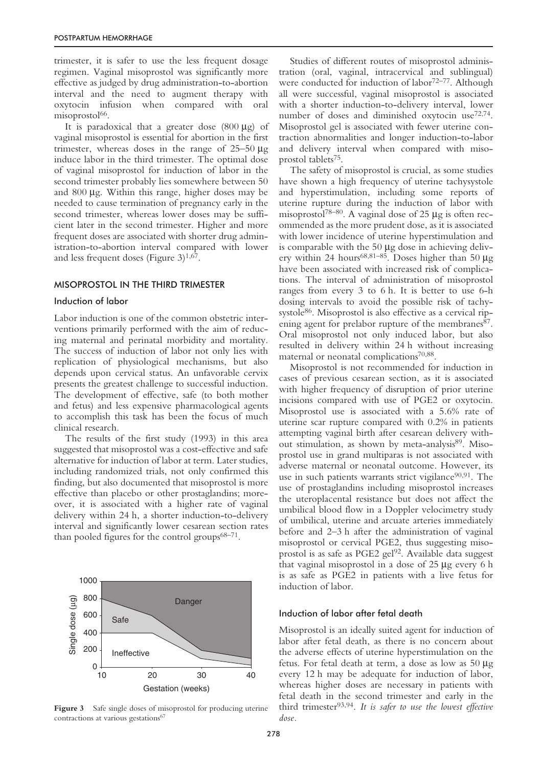trimester, it is safer to use the less frequent dosage regimen. Vaginal misoprostol was significantly more effective as judged by drug administration-to-abortion interval and the need to augment therapy with oxytocin infusion when compared with oral misoprostol[66].

It is paradoxical that a greater dose (800 μg) of vaginal misoprostol is essential for abortion in the first trimester, whereas doses in the range of 25–50 μg induce labor in the third trimester. The optimal dose of vaginal misoprostol for induction of labor in the second trimester probably lies somewhere between 50 and 800 μg. Within this range, higher doses may be needed to cause termination of pregnancy early in the second trimester, whereas lower doses may be sufficient later in the second trimester. Higher and more frequent doses are associated with shorter drug administration-to-abortion interval compared with lower and less frequent doses (Figure 3)[1,67].

## MISOPROSTOL IN THE THIRD TRIMESTER

### Induction of labor

Labor induction is one of the common obstetric interventions primarily performed with the aim of reducing maternal and perinatal morbidity and mortality. The success of induction of labor not only lies with replication of physiological mechanisms, but also depends upon cervical status. An unfavorable cervix presents the greatest challenge to successful induction. The development of effective, safe (to both mother and fetus) and less expensive pharmacological agents to accomplish this task has been the focus of much clinical research.

The results of the first study (1993) in this area suggested that misoprostol was a cost-effective and safe alternative for induction of labor at term. Later studies, including randomized trials, not only confirmed this finding, but also documented that misoprostol is more effective than placebo or other prostaglandins; moreover, it is associated with a higher rate of vaginal delivery within 24 h, a shorter induction-to-delivery interval and significantly lower cesarean section rates than pooled figures for the control groups[68–71].

**Figure 3** Safe single doses of misoprostol for producing uterine contractions at various gestations[67]

Studies of different routes of misoprostol administration (oral, vaginal, intracervical and sublingual) were conducted for induction of labor[72–77]. Although all were successful, vaginal misoprostol is associated with a shorter induction-to-delivery interval, lower number of doses and diminished oxytocin use[72,74]. Misoprostol gel is associated with fewer uterine contraction abnormalities and longer induction-to-labor and delivery interval when compared with misoprostol tablets[75].

The safety of misoprostol is crucial, as some studies have shown a high frequency of uterine tachysystole and hyperstimulation, including some reports of uterine rupture during the induction of labor with misoprostol[78–80]. A vaginal dose of 25 μg is often recommended as the more prudent dose, as it is associated with lower incidence of uterine hyperstimulation and is comparable with the 50 μg dose in achieving delivery within 24 hours[68,81–85]. Doses higher than 50 μg have been associated with increased risk of complications. The interval of administration of misoprostol ranges from every 3 to 6 h. It is better to use 6-h dosing intervals to avoid the possible risk of tachysystole[86]. Misoprostol is also effective as a cervical ripening agent for prelabor rupture of the membranes[87]. Oral misoprostol not only induced labor, but also resulted in delivery within 24 h without increasing maternal or neonatal complications[70,88].

Misoprostol is not recommended for induction in cases of previous cesarean section, as it is associated with higher frequency of disruption of prior uterine incisions compared with use of PGE2 or oxytocin. Misoprostol use is associated with a 5.6% rate of uterine scar rupture compared with 0.2% in patients attempting vaginal birth after cesarean delivery without stimulation, as shown by meta-analysis[89]. Misoprostol use in grand multiparas is not associated with adverse maternal or neonatal outcome. However, its use in such patients warrants strict vigilance[90,91]. The use of prostaglandins including misoprostol increases the uteroplacental resistance but does not affect the umbilical blood flow in a Doppler velocimetry study of umbilical, uterine and arcuate arteries immediately before and 2–3 h after the administration of vaginal misoprostol or cervical PGE2, thus suggesting misoprostol is as safe as PGE2 gel[92]. Available data suggest that vaginal misoprostol in a dose of 25 μg every 6 h is as safe as PGE2 in patients with a live fetus for induction of labor.

### Induction of labor after fetal death

Misoprostol is an ideally suited agent for induction of labor after fetal death, as there is no concern about the adverse effects of uterine hyperstimulation on the fetus. For fetal death at term, a dose as low as 50 μg every 12 h may be adequate for induction of labor, whereas higher doses are necessary in patients with fetal death in the second trimester and early in the third trimester[93,94]. *It is safer to use the lowest effective dose*.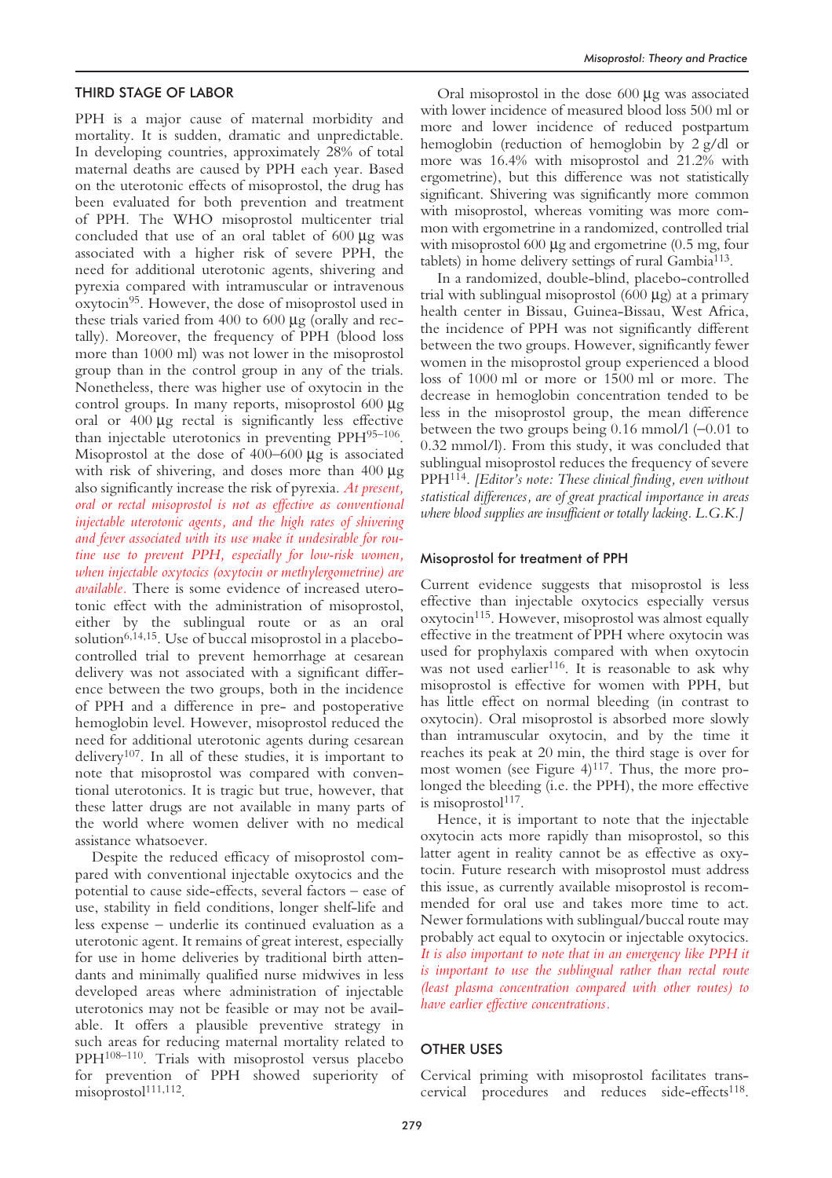## THIRD STAGE OF LABOR

PPH is a major cause of maternal morbidity and mortality. It is sudden, dramatic and unpredictable. In developing countries, approximately 28% of total maternal deaths are caused by PPH each year. Based on the uterotonic effects of misoprostol, the drug has been evaluated for both prevention and treatment of PPH. The WHO misoprostol multicenter trial concluded that use of an oral tablet of 600 μg was associated with a higher risk of severe PPH, the need for additional uterotonic agents, shivering and pyrexia compared with intramuscular or intravenous oxytocin[95]. However, the dose of misoprostol used in these trials varied from 400 to 600 μg (orally and rectally). Moreover, the frequency of PPH (blood loss more than 1000 ml) was not lower in the misoprostol group than in the control group in any of the trials. Nonetheless, there was higher use of oxytocin in the control groups. In many reports, misoprostol 600 μg oral or 400 μg rectal is significantly less effective than injectable uterotonics in preventing PPH[95–106]. Misoprostol at the dose of 400–600 μg is associated with risk of shivering, and doses more than 400 μg also significantly increase the risk of pyrexia. *At present, oral or rectal misoprostol is not as effective as conventional injectable uterotonic agents, and the high rates of shivering and fever associated with its use make it undesirable for routine use to prevent PPH, especially for low-risk women, when injectable oxytocics (oxytocin or methylergometrine) are available.* There is some evidence of increased uterotonic effect with the administration of misoprostol, either by the sublingual route or as an oral solution[6,14,15]. Use of buccal misoprostol in a placebo-controlled trial to prevent hemorrhage at cesarean delivery was not associated with a significant difference between the two groups, both in the incidence of PPH and a difference in pre- and postoperative hemoglobin level. However, misoprostol reduced the need for additional uterotonic agents during cesarean delivery[107]. In all of these studies, it is important to note that misoprostol was compared with conventional uterotonics. It is tragic but true, however, that these latter drugs are not available in many parts of the world where women deliver with no medical assistance whatsoever.

Despite the reduced efficacy of misoprostol compared with conventional injectable oxytocics and the potential to cause side-effects, several factors – ease of use, stability in field conditions, longer shelf-life and less expense – underlie its continued evaluation as a uterotonic agent. It remains of great interest, especially for use in home deliveries by traditional birth attendants and minimally qualified nurse midwives in less developed areas where administration of injectable uterotonics may not be feasible or may not be available. It offers a plausible preventive strategy in such areas for reducing maternal mortality related to PPH[108–110]. Trials with misoprostol versus placebo for prevention of PPH showed superiority of misoprostol[111,112].

Oral misoprostol in the dose 600 μg was associated with lower incidence of measured blood loss 500 ml or more and lower incidence of reduced postpartum hemoglobin (reduction of hemoglobin by 2 g/dl or more was 16.4% with misoprostol and 21.2% with ergometrine), but this difference was not statistically significant. Shivering was significantly more common with misoprostol, whereas vomiting was more common with ergometrine in a randomized, controlled trial with misoprostol 600 μg and ergometrine (0.5 mg, four tablets) in home delivery settings of rural Gambia[113].

In a randomized, double-blind, placebo-controlled trial with sublingual misoprostol (600 μg) at a primary health center in Bissau, Guinea-Bissau, West Africa, the incidence of PPH was not significantly different between the two groups. However, significantly fewer women in the misoprostol group experienced a blood loss of 1000 ml or more or 1500 ml or more. The decrease in hemoglobin concentration tended to be less in the misoprostol group, the mean difference between the two groups being 0.16 mmol/l (–0.01 to 0.32 mmol/l). From this study, it was concluded that sublingual misoprostol reduces the frequency of severe PPH[114]. *[Editor's note: These clinical finding, even without statistical differences, are of great practical importance in areas where blood supplies are insufficient or totally lacking. L.G.K.]*

### Misoprostol for treatment of PPH

Current evidence suggests that misoprostol is less effective than injectable oxytocics especially versus oxytocin[115]. However, misoprostol was almost equally effective in the treatment of PPH where oxytocin was used for prophylaxis compared with when oxytocin was not used earlier[116]. It is reasonable to ask why misoprostol is effective for women with PPH, but has little effect on normal bleeding (in contrast to oxytocin). Oral misoprostol is absorbed more slowly than intramuscular oxytocin, and by the time it reaches its peak at 20 min, the third stage is over for most women (see Figure 4)[117]. Thus, the more prolonged the bleeding (i.e. the PPH), the more effective is misoprostol[117].

Hence, it is important to note that the injectable oxytocin acts more rapidly than misoprostol, so this latter agent in reality cannot be as effective as oxytocin. Future research with misoprostol must address this issue, as currently available misoprostol is recommended for oral use and takes more time to act. Newer formulations with sublingual/buccal route may probably act equal to oxytocin or injectable oxytocics. *It is also important to note that in an emergency like PPH it is important to use the sublingual rather than rectal route (least plasma concentration compared with other routes) to have earlier effective concentrations.*

## OTHER USES

Cervical priming with misoprostol facilitates transcervical procedures and reduces side-effects[118].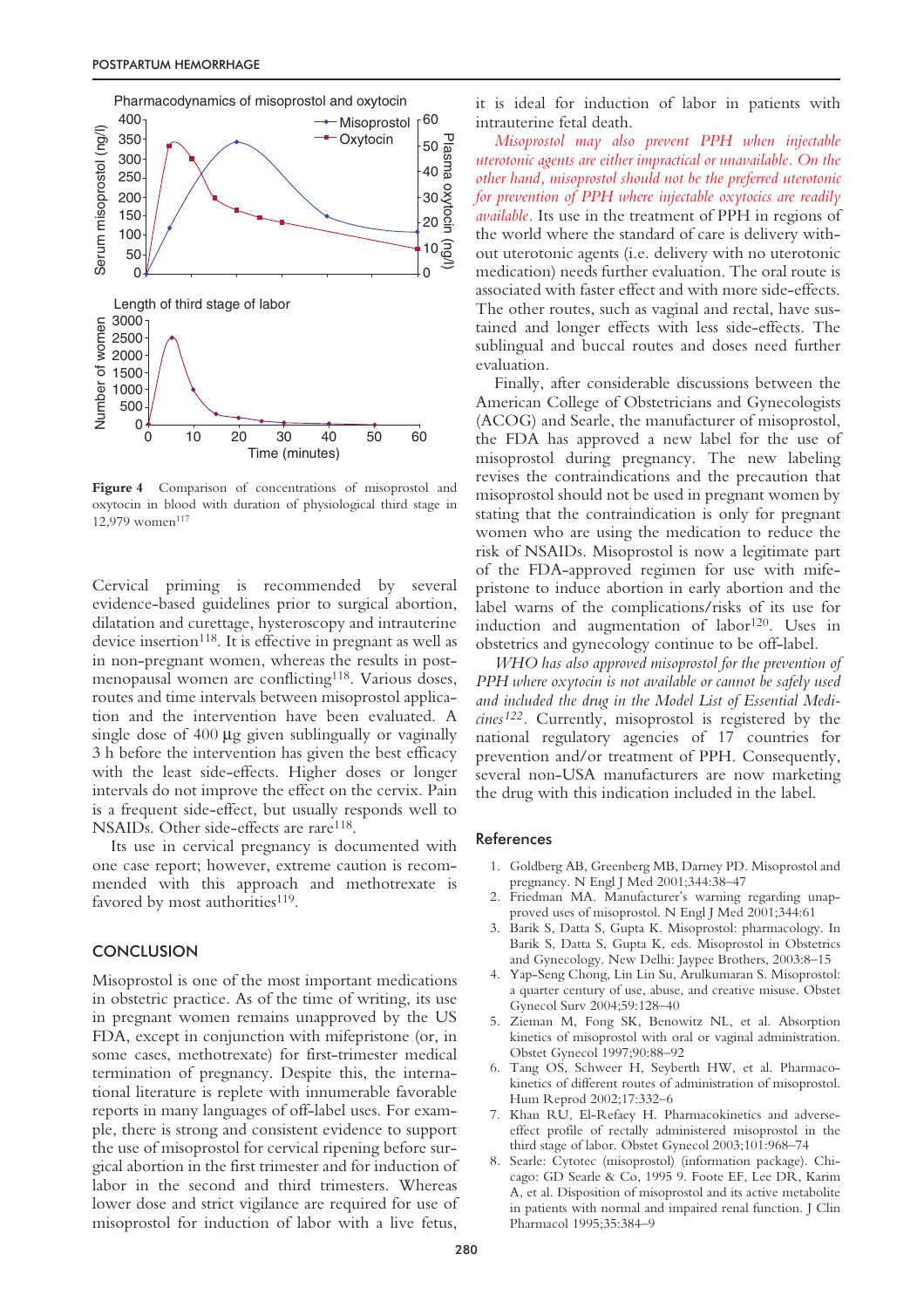Figure 4 Comparison of concentrations of misoprostol and oxytocin in blood with duration of physiological third stage in 12,979 women[117]

Cervical priming is recommended by several evidence-based guidelines prior to surgical abortion, dilatation and curettage, hysteroscopy and intrauterine device insertion[118]. It is effective in pregnant as well as in non-pregnant women, whereas the results in postmenopausal women are conflicting[118]. Various doses, routes and time intervals between misoprostol application and the intervention have been evaluated. A single dose of 400 μg given sublingually or vaginally 3 h before the intervention has given the best efficacy with the least side-effects. Higher doses or longer intervals do not improve the effect on the cervix. Pain is a frequent side-effect, but usually responds well to NSAIDs. Other side-effects are rare[118].

Its use in cervical pregnancy is documented with one case report; however, extreme caution is recommended with this approach and methotrexate is favored by most authorities[119].

## CONCLUSION

Misoprostol is one of the most important medications in obstetric practice. As of the time of writing, its use in pregnant women remains unapproved by the US FDA, except in conjunction with mifepristone (or, in some cases, methotrexate) for first-trimester medical termination of pregnancy. Despite this, the international literature is replete with innumerable favorable reports in many languages of off-label uses. For example, there is strong and consistent evidence to support the use of misoprostol for cervical ripening before surgical abortion in the first trimester and for induction of labor in the second and third trimesters. Whereas lower dose and strict vigilance are required for use of misoprostol for induction of labor with a live fetus, it is ideal for induction of labor in patients with intrauterine fetal death.

*Misoprostol may also prevent PPH when injectable uterotonic agents are either impractical or unavailable. On the other hand, misoprostol should not be the preferred uterotonic for prevention of PPH where injectable oxytocics are readily available.* Its use in the treatment of PPH in regions of the world where the standard of care is delivery without uterotonic agents (i.e. delivery with no uterotonic medication) needs further evaluation. The oral route is associated with faster effect and with more side-effects. The other routes, such as vaginal and rectal, have sustained and longer effects with less side-effects. The sublingual and buccal routes and doses need further evaluation.

Finally, after considerable discussions between the American College of Obstetricians and Gynecologists (ACOG) and Searle, the manufacturer of misoprostol, the FDA has approved a new label for the use of misoprostol during pregnancy. The new labeling revises the contraindications and the precaution that misoprostol should not be used in pregnant women by stating that the contraindication is only for pregnant women who are using the medication to reduce the risk of NSAIDs. Misoprostol is now a legitimate part of the FDA-approved regimen for use with mifepristone to induce abortion in early abortion and the label warns of the complications/risks of its use for induction and augmentation of labor[120]. Uses in obstetrics and gynecology continue to be off-label.

*WHO has also approved misoprostol for the prevention of PPH where oxytocin is not available or cannot be safely used and included the drug in the Model List of Essential Medicines*[122]. Currently, misoprostol is registered by the national regulatory agencies of 17 countries for prevention and/or treatment of PPH. Consequently, several non-USA manufacturers are now marketing the drug with this indication included in the label.

## References

1. Goldberg AB, Greenberg MB, Darney PD. Misoprostol and pregnancy. N Engl J Med 2001;344:38–47
2. Friedman MA. Manufacturer's warning regarding unapproved uses of misoprostol. N Engl J Med 2001;344:61
3. Barik S, Datta S, Gupta K. Misoprostol: pharmacology. In Barik S, Datta S, Gupta K, eds. Misoprostol in Obstetrics and Gynecology. New Delhi: Jaypee Brothers, 2003:8–15
4. Yap-Seng Chong, Lin Lin Su, Arulkumaran S. Misoprostol: a quarter century of use, abuse, and creative misuse. Obstet Gynecol Surv 2004;59:128–40
5. Zieman M, Fong SK, Benowitz NL, et al. Absorption kinetics of misoprostol with oral or vaginal administration. Obstet Gynecol 1997;90:88–92
6. Tang OS, Schweer H, Seyberth HW, et al. Pharmacokinetics of different routes of administration of misoprostol. Hum Reprod 2002;17:332–6
7. Khan RU, El-Refaey H. Pharmacokinetics and adverse-effect profile of rectally administered misoprostol in the third stage of labor. Obstet Gynecol 2003;101:968–74
8. Searle: Cytotec (misoprostol) (information package). Chicago: GD Searle & Co, 1995 9. Foote EF, Lee DR, Karim A, et al. Disposition of misoprostol and its active metabolite in patients with normal and impaired renal function. J Clin Pharmacol 1995;35:384–9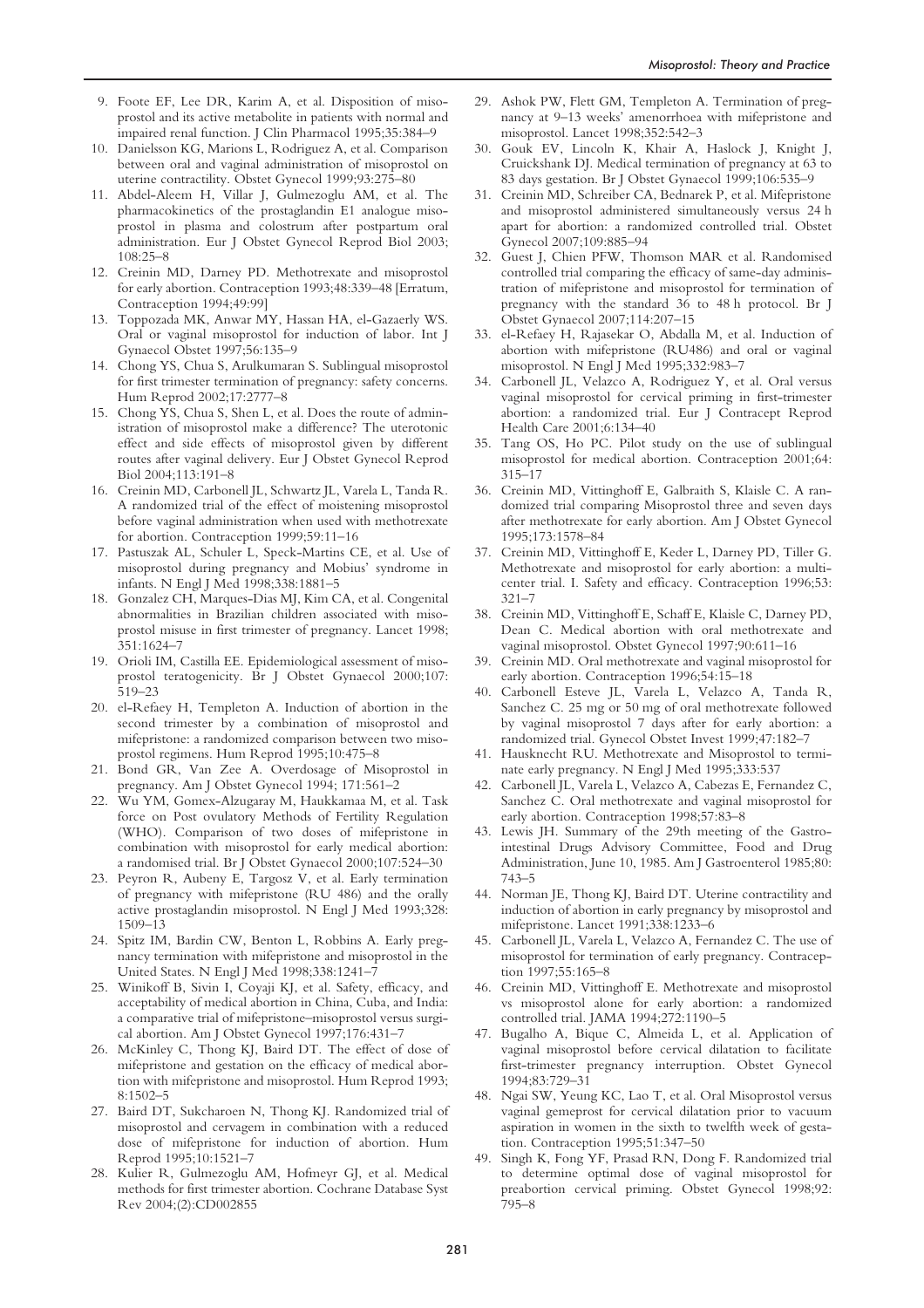9. Foote EF, Lee DR, Karim A, et al. Disposition of misoprostol and its active metabolite in patients with normal and impaired renal function. J Clin Pharmacol 1995;35:384–9
10. Danielsson KG, Marions L, Rodriguez A, et al. Comparison between oral and vaginal administration of misoprostol on uterine contractility. Obstet Gynecol 1999;93:275–80
11. Abdel-Aleem H, Villar J, Gulmezoglu AM, et al. The pharmacokinetics of the prostaglandin E1 analogue misoprostol in plasma and colostrum after postpartum oral administration. Eur J Obstet Gynecol Reprod Biol 2003; 108:25–8
12. Creinin MD, Darney PD. Methotrexate and misoprostol for early abortion. Contraception 1993;48:339–48 [Erratum, Contraception 1994;49:99]
13. Toppozada MK, Anwar MY, Hassan HA, el-Gazaerly WS. Oral or vaginal misoprostol for induction of labor. Int J Gynaecol Obstet 1997;56:135–9
14. Chong YS, Chua S, Arulkumaran S. Sublingual misoprostol for first trimester termination of pregnancy: safety concerns. Hum Reprod 2002;17:2777–8
15. Chong YS, Chua S, Shen L, et al. Does the route of administration of misoprostol make a difference? The uterotonic effect and side effects of misoprostol given by different routes after vaginal delivery. Eur J Obstet Gynecol Reprod Biol 2004;113:191–8
16. Creinin MD, Carbonell JL, Schwartz JL, Varela L, Tanda R. A randomized trial of the effect of moistening misoprostol before vaginal administration when used with methotrexate for abortion. Contraception 1999;59:11–16
17. Pastuszak AL, Schuler L, Speck-Martins CE, et al. Use of misoprostol during pregnancy and Mobius' syndrome in infants. N Engl J Med 1998;338:1881–5
18. Gonzalez CH, Marques-Dias MJ, Kim CA, et al. Congenital abnormalities in Brazilian children associated with misoprostol misuse in first trimester of pregnancy. Lancet 1998; 351:1624–7
19. Orioli IM, Castilla EE. Epidemiological assessment of misoprostol teratogenicity. Br J Obstet Gynaecol 2000;107: 519–23
20. el-Refaey H, Templeton A. Induction of abortion in the second trimester by a combination of misoprostol and mifepristone: a randomized comparison between two misoprostol regimens. Hum Reprod 1995;10:475–8
21. Bond GR, Van Zee A. Overdosage of Misoprostol in pregnancy. Am J Obstet Gynecol 1994; 171:561–2
22. Wu YM, Gomex-Alzugaray M, Haukkamaa M, et al. Task force on Post ovulatory Methods of Fertility Regulation (WHO). Comparison of two doses of mifepristone in combination with misoprostol for early medical abortion: a randomised trial. Br J Obstet Gynaecol 2000;107:524–30
23. Peyron R, Aubeny E, Targosz V, et al. Early termination of pregnancy with mifepristone (RU 486) and the orally active prostaglandin misoprostol. N Engl J Med 1993;328: 1509–13
24. Spitz IM, Bardin CW, Benton L, Robbins A. Early pregnancy termination with mifepristone and misoprostol in the United States. N Engl J Med 1998;338:1241–7
25. Winikoff B, Sivin I, Coyaji KJ, et al. Safety, efficacy, and acceptability of medical abortion in China, Cuba, and India: a comparative trial of mifepristone–misoprostol versus surgical abortion. Am J Obstet Gynecol 1997;176:431–7
26. McKinley C, Thong KJ, Baird DT. The effect of dose of mifepristone and gestation on the efficacy of medical abortion with mifepristone and misoprostol. Hum Reprod 1993; 8:1502–5
27. Baird DT, Sukcharoen N, Thong KJ. Randomized trial of misoprostol and cervagem in combination with a reduced dose of mifepristone for induction of abortion. Hum Reprod 1995;10:1521–7
28. Kulier R, Gulmezoglu AM, Hofmeyr GJ, et al. Medical methods for first trimester abortion. Cochrane Database Syst Rev 2004;(2):CD002855
29. Ashok PW, Flett GM, Templeton A. Termination of pregnancy at 9–13 weeks' amenorrhoea with mifepristone and misoprostol. Lancet 1998;352:542–3
30. Gouk EV, Lincoln K, Khair A, Haslock J, Knight J, Cruickshank DJ. Medical termination of pregnancy at 63 to 83 days gestation. Br J Obstet Gynaecol 1999;106:535–9
31. Creinin MD, Schreiber CA, Bednarek P, et al. Mifepristone and misoprostol administered simultaneously versus 24 h apart for abortion: a randomized controlled trial. Obstet Gynecol 2007;109:885–94
32. Guest J, Chien PFW, Thomson MAR et al. Randomised controlled trial comparing the efficacy of same-day administration of mifepristone and misoprostol for termination of pregnancy with the standard 36 to 48 h protocol. Br J Obstet Gynaecol 2007;114:207–15
33. el-Refaey H, Rajasekar O, Abdalla M, et al. Induction of abortion with mifepristone (RU486) and oral or vaginal misoprostol. N Engl J Med 1995;332:983–7
34. Carbonell JL, Velazco A, Rodriguez Y, et al. Oral versus vaginal misoprostol for cervical priming in first-trimester abortion: a randomized trial. Eur J Contracept Reprod Health Care 2001;6:134–40
35. Tang OS, Ho PC. Pilot study on the use of sublingual misoprostol for medical abortion. Contraception 2001;64: 315–17
36. Creinin MD, Vittinghoff E, Galbraith S, Klaisle C. A randomized trial comparing Misoprostol three and seven days after methotrexate for early abortion. Am J Obstet Gynecol 1995;173:1578–84
37. Creinin MD, Vittinghoff E, Keder L, Darney PD, Tiller G. Methotrexate and misoprostol for early abortion: a multicenter trial. I. Safety and efficacy. Contraception 1996;53: 321–7
38. Creinin MD, Vittinghoff E, Schaff E, Klaisle C, Darney PD, Dean C. Medical abortion with oral methotrexate and vaginal misoprostol. Obstet Gynecol 1997;90:611–16
39. Creinin MD. Oral methotrexate and vaginal misoprostol for early abortion. Contraception 1996;54:15–18
40. Carbonell Esteve JL, Varela L, Velazco A, Tanda R, Sanchez C. 25 mg or 50 mg of oral methotrexate followed by vaginal misoprostol 7 days after for early abortion: a randomized trial. Gynecol Obstet Invest 1999;47:182–7
41. Hausknecht RU. Methotrexate and Misoprostol to terminate early pregnancy. N Engl J Med 1995;333:537
42. Carbonell JL, Varela L, Velazco A, Cabezas E, Fernandez C, Sanchez C. Oral methotrexate and vaginal misoprostol for early abortion. Contraception 1998;57:83–8
43. Lewis JH. Summary of the 29th meeting of the Gastrointestinal Drugs Advisory Committee, Food and Drug Administration, June 10, 1985. Am J Gastroenterol 1985;80: 743–5
44. Norman JE, Thong KJ, Baird DT. Uterine contractility and induction of abortion in early pregnancy by misoprostol and mifepristone. Lancet 1991;338:1233–6
45. Carbonell JL, Varela L, Velazco A, Fernandez C. The use of misoprostol for termination of early pregnancy. Contraception 1997;55:165–8
46. Creinin MD, Vittinghoff E. Methotrexate and misoprostol vs misoprostol alone for early abortion: a randomized controlled trial. JAMA 1994;272:1190–5
47. Bugalho A, Bique C, Almeida L, et al. Application of vaginal misoprostol before cervical dilatation to facilitate first-trimester pregnancy interruption. Obstet Gynecol 1994;83:729–31
48. Ngai SW, Yeung KC, Lao T, et al. Oral Misoprostol versus vaginal gemeprost for cervical dilatation prior to vacuum aspiration in women in the sixth to twelfth week of gestation. Contraception 1995;51:347–50
49. Singh K, Fong YF, Prasad RN, Dong F. Randomized trial to determine optimal dose of vaginal misoprostol for preabortion cervical priming. Obstet Gynecol 1998;92: 795–8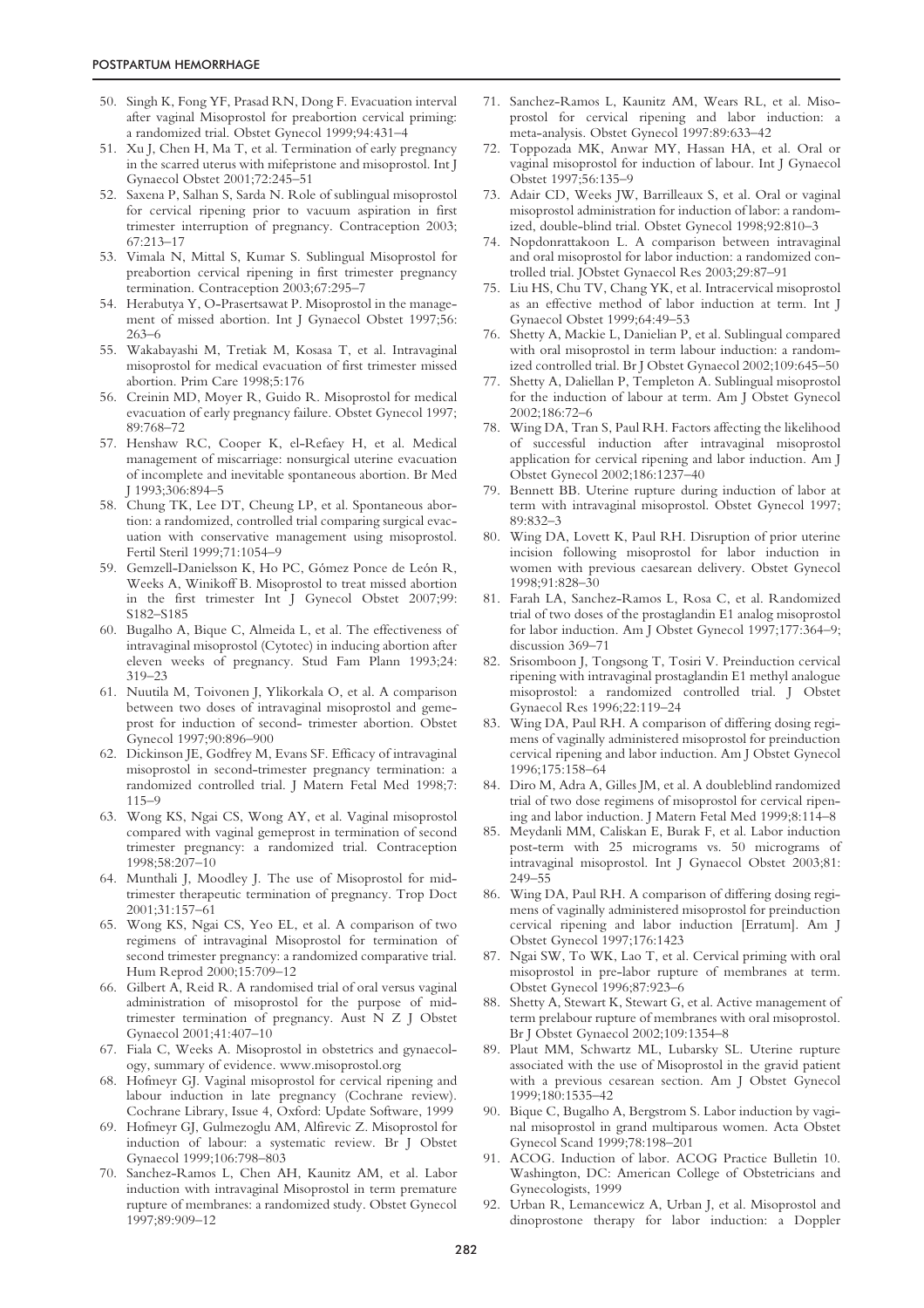50. Singh K, Fong YF, Prasad RN, Dong F. Evacuation interval after vaginal Misoprostol for preabortion cervical priming: a randomized trial. Obstet Gynecol 1999;94:431–4
51. Xu J, Chen H, Ma T, et al. Termination of early pregnancy in the scarred uterus with mifepristone and misoprostol. Int J Gynaecol Obstet 2001;72:245–51
52. Saxena P, Salhan S, Sarda N. Role of sublingual misoprostol for cervical ripening prior to vacuum aspiration in first trimester interruption of pregnancy. Contraception 2003; 67:213–17
53. Vimala N, Mittal S, Kumar S. Sublingual Misoprostol for preabortion cervical ripening in first trimester pregnancy termination. Contraception 2003;67:295–7
54. Herabutya Y, O-Prasertsawat P. Misoprostol in the management of missed abortion. Int J Gynaecol Obstet 1997;56: 263–6
55. Wakabayashi M, Tretiak M, Kosasa T, et al. Intravaginal misoprostol for medical evacuation of first trimester missed abortion. Prim Care 1998;5:176
56. Creinin MD, Moyer R, Guido R. Misoprostol for medical evacuation of early pregnancy failure. Obstet Gynecol 1997; 89:768–72
57. Henshaw RC, Cooper K, el-Refaey H, et al. Medical management of miscarriage: nonsurgical uterine evacuation of incomplete and inevitable spontaneous abortion. Br Med J 1993;306:894–5
58. Chung TK, Lee DT, Cheung LP, et al. Spontaneous abortion: a randomized, controlled trial comparing surgical evacuation with conservative management using misoprostol. Fertil Steril 1999;71:1054–9
59. Gemzell-Danielsson K, Ho PC, Gómez Ponce de León R, Weeks A, Winikoff B. Misoprostol to treat missed abortion in the first trimester Int J Gynecol Obstet 2007;99: S182–S185
60. Bugalho A, Bique C, Almeida L, et al. The effectiveness of intravaginal misoprostol (Cytotec) in inducing abortion after eleven weeks of pregnancy. Stud Fam Plann 1993;24: 319–23
61. Nuutila M, Toivonen J, Ylikorkala O, et al. A comparison between two doses of intravaginal misoprostol and gemeprost for induction of second- trimester abortion. Obstet Gynecol 1997;90:896–900
62. Dickinson JE, Godfrey M, Evans SF. Efficacy of intravaginal misoprostol in second-trimester pregnancy termination: a randomized controlled trial. J Matern Fetal Med 1998;7: 115–9
63. Wong KS, Ngai CS, Wong AY, et al. Vaginal misoprostol compared with vaginal gemeprost in termination of second trimester pregnancy: a randomized trial. Contraception 1998;58:207–10
64. Munthali J, Moodley J. The use of Misoprostol for midtrimester therapeutic termination of pregnancy. Trop Doct 2001;31:157–61
65. Wong KS, Ngai CS, Yeo EL, et al. A comparison of two regimens of intravaginal Misoprostol for termination of second trimester pregnancy: a randomized comparative trial. Hum Reprod 2000;15:709–12
66. Gilbert A, Reid R. A randomised trial of oral versus vaginal administration of misoprostol for the purpose of midtrimester termination of pregnancy. Aust N Z J Obstet Gynaecol 2001;41:407–10
67. Fiala C, Weeks A. Misoprostol in obstetrics and gynaecology, summary of evidence. www.misoprostol.org
68. Hofmeyr GJ. Vaginal misoprostol for cervical ripening and labour induction in late pregnancy (Cochrane review). Cochrane Library, Issue 4, Oxford: Update Software, 1999
69. Hofmeyr GJ, Gulmezoglu AM, Alfirevic Z. Misoprostol for induction of labour: a systematic review. Br J Obstet Gynaecol 1999;106:798–803
70. Sanchez-Ramos L, Chen AH, Kaunitz AM, et al. Labor induction with intravaginal Misoprostol in term premature rupture of membranes: a randomized study. Obstet Gynecol 1997;89:909–12
71. Sanchez-Ramos L, Kaunitz AM, Wears RL, et al. Misoprostol for cervical ripening and labor induction: a meta-analysis. Obstet Gynecol 1997:89:633–42
72. Toppozada MK, Anwar MY, Hassan HA, et al. Oral or vaginal misoprostol for induction of labour. Int J Gynaecol Obstet 1997;56:135–9
73. Adair CD, Weeks JW, Barrilleaux S, et al. Oral or vaginal misoprostol administration for induction of labor: a randomized, double-blind trial. Obstet Gynecol 1998;92:810–3
74. Nopdonrattakoon L. A comparison between intravaginal and oral misoprostol for labor induction: a randomized controlled trial. JObstet Gynaecol Res 2003;29:87–91
75. Liu HS, Chu TV, Chang YK, et al. Intracervical misoprostol as an effective method of labor induction at term. Int J Gynaecol Obstet 1999;64:49–53
76. Shetty A, Mackie L, Danielian P, et al. Sublingual compared with oral misoprostol in term labour induction: a randomized controlled trial. Br J Obstet Gynaecol 2002;109:645–50
77. Shetty A, Daliellan P, Templeton A. Sublingual misoprostol for the induction of labour at term. Am J Obstet Gynecol 2002;186:72–6
78. Wing DA, Tran S, Paul RH. Factors affecting the likelihood of successful induction after intravaginal misoprostol application for cervical ripening and labor induction. Am J Obstet Gynecol 2002;186:1237–40
79. Bennett BB. Uterine rupture during induction of labor at term with intravaginal misoprostol. Obstet Gynecol 1997; 89:832–3
80. Wing DA, Lovett K, Paul RH. Disruption of prior uterine incision following misoprostol for labor induction in women with previous caesarean delivery. Obstet Gynecol 1998;91:828–30
81. Farah LA, Sanchez-Ramos L, Rosa C, et al. Randomized trial of two doses of the prostaglandin E1 analog misoprostol for labor induction. Am J Obstet Gynecol 1997;177:364–9; discussion 369–71
82. Srisomboon J, Tongsong T, Tosiri V. Preinduction cervical ripening with intravaginal prostaglandin E1 methyl analogue misoprostol: a randomized controlled trial. J Obstet Gynaecol Res 1996;22:119–24
83. Wing DA, Paul RH. A comparison of differing dosing regimens of vaginally administered misoprostol for preinduction cervical ripening and labor induction. Am J Obstet Gynecol 1996;175:158–64
84. Diro M, Adra A, Gilles JM, et al. A doubleblind randomized trial of two dose regimens of misoprostol for cervical ripening and labor induction. J Matern Fetal Med 1999;8:114–8
85. Meydanli MM, Caliskan E, Burak F, et al. Labor induction post-term with 25 micrograms vs. 50 micrograms of intravaginal misoprostol. Int J Gynaecol Obstet 2003;81: 249–55
86. Wing DA, Paul RH. A comparison of differing dosing regimens of vaginally administered misoprostol for preinduction cervical ripening and labor induction [Erratum]. Am J Obstet Gynecol 1997;176:1423
87. Ngai SW, To WK, Lao T, et al. Cervical priming with oral misoprostol in pre-labor rupture of membranes at term. Obstet Gynecol 1996;87:923–6
88. Shetty A, Stewart K, Stewart G, et al. Active management of term prelabour rupture of membranes with oral misoprostol. Br J Obstet Gynaecol 2002;109:1354–8
89. Plaut MM, Schwartz ML, Lubarsky SL. Uterine rupture associated with the use of Misoprostol in the gravid patient with a previous cesarean section. Am J Obstet Gynecol 1999;180:1535–42
90. Bique C, Bugalho A, Bergstrom S. Labor induction by vaginal misoprostol in grand multiparous women. Acta Obstet Gynecol Scand 1999;78:198–201
91. ACOG. Induction of labor. ACOG Practice Bulletin 10. Washington, DC: American College of Obstetricians and Gynecologists, 1999
92. Urban R, Lemancewicz A, Urban J, et al. Misoprostol and dinoprostone therapy for labor induction: a Doppler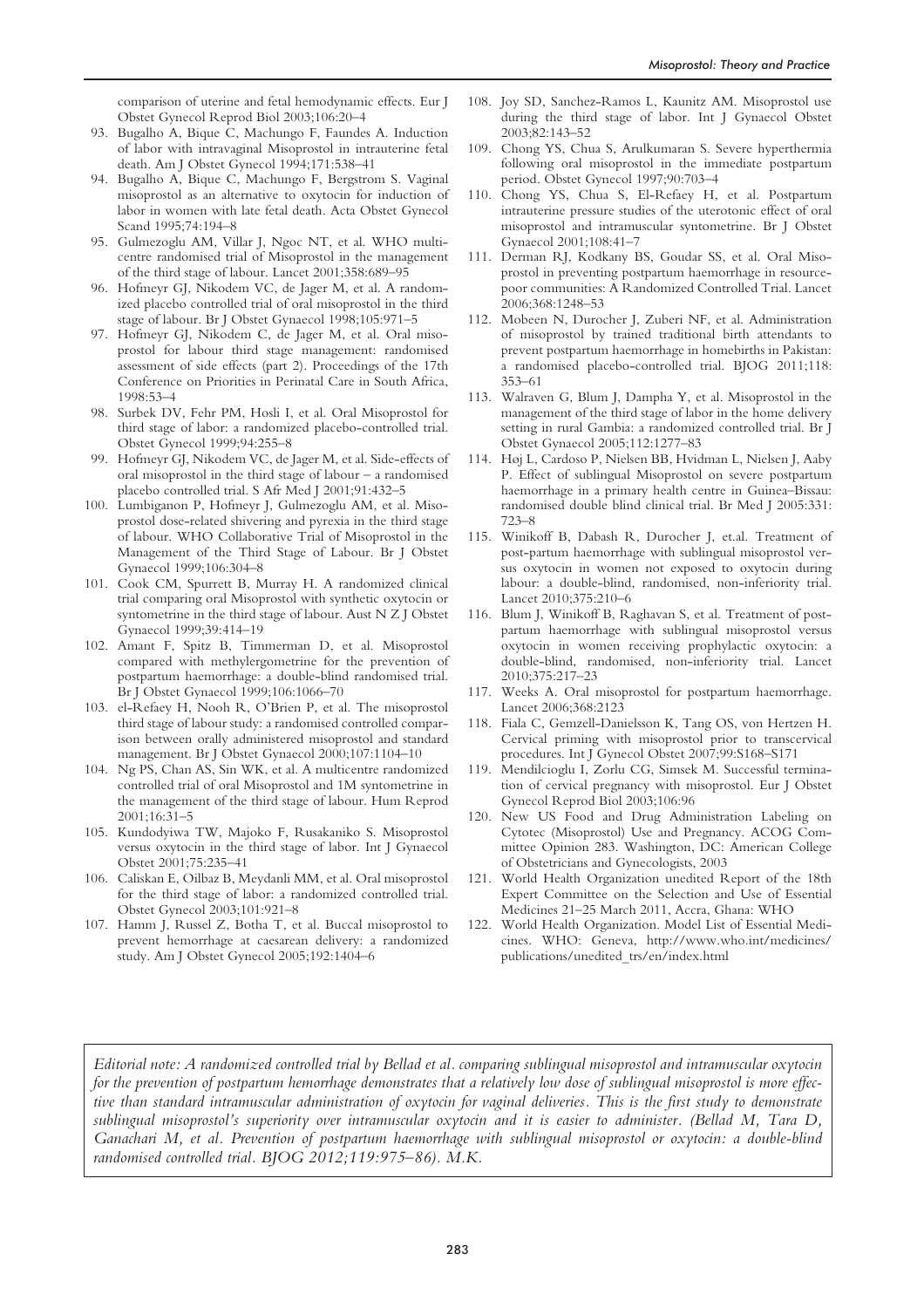comparison of uterine and fetal hemodynamic effects. Eur J Obstet Gynecol Reprod Biol 2003;106:20–4

93. Bugalho A, Bique C, Machungo F, Faundes A. Induction of labor with intravaginal Misoprostol in intrauterine fetal death. Am J Obstet Gynecol 1994;171:538–41
94. Bugalho A, Bique C, Machungo F, Bergstrom S. Vaginal misoprostol as an alternative to oxytocin for induction of labor in women with late fetal death. Acta Obstet Gynecol Scand 1995;74:194–8
95. Gulmezoglu AM, Villar J, Ngoc NT, et al. WHO multicentre randomised trial of Misoprostol in the management of the third stage of labour. Lancet 2001;358:689–95
96. Hofmeyr GJ, Nikodem VC, de Jager M, et al. A randomized placebo controlled trial of oral misoprostol in the third stage of labour. Br J Obstet Gynaecol 1998;105:971–5
97. Hofmeyr GJ, Nikodem C, de Jager M, et al. Oral misoprostol for labour third stage management: randomised assessment of side effects (part 2). Proceedings of the 17th Conference on Priorities in Perinatal Care in South Africa, 1998:53–4
98. Surbek DV, Fehr PM, Hosli I, et al. Oral Misoprostol for third stage of labor: a randomized placebo-controlled trial. Obstet Gynecol 1999;94:255–8
99. Hofmeyr GJ, Nikodem VC, de Jager M, et al. Side-effects of oral misoprostol in the third stage of labour – a randomised placebo controlled trial. S Afr Med J 2001;91:432–5
100. Lumbiganon P, Hofmeyr J, Gulmezoglu AM, et al. Misoprostol dose-related shivering and pyrexia in the third stage of labour. WHO Collaborative Trial of Misoprostol in the Management of the Third Stage of Labour. Br J Obstet Gynaecol 1999;106:304–8
101. Cook CM, Spurrett B, Murray H. A randomized clinical trial comparing oral Misoprostol with synthetic oxytocin or syntometrine in the third stage of labour. Aust N Z J Obstet Gynaecol 1999;39:414–19
102. Amant F, Spitz B, Timmerman D, et al. Misoprostol compared with methylergometrine for the prevention of postpartum haemorrhage: a double-blind randomised trial. Br J Obstet Gynaecol 1999;106:1066–70
103. el-Refaey H, Nooh R, O'Brien P, et al. The misoprostol third stage of labour study: a randomised controlled comparison between orally administered misoprostol and standard management. Br J Obstet Gynaecol 2000;107:1104–10
104. Ng PS, Chan AS, Sin WK, et al. A multicentre randomized controlled trial of oral Misoprostol and IM syntometrine in the management of the third stage of labour. Hum Reprod 2001;16:31–5
105. Kundodyiwa TW, Majoko F, Rusakaniko S. Misoprostol versus oxytocin in the third stage of labor. Int J Gynaecol Obstet 2001;75:235–41
106. Caliskan E, Oilbaz B, Meydanli MM, et al. Oral misoprostol for the third stage of labor: a randomized controlled trial. Obstet Gynecol 2003;101:921–8
107. Hamm J, Russel Z, Botha T, et al. Buccal misoprostol to prevent hemorrhage at caesarean delivery: a randomized study. Am J Obstet Gynecol 2005;192:1404–6
108. Joy SD, Sanchez-Ramos L, Kaunitz AM. Misoprostol use during the third stage of labor. Int J Gynaecol Obstet 2003;82:143–52
109. Chong YS, Chua S, Arulkumaran S. Severe hyperthermia following oral misoprostol in the immediate postpartum period. Obstet Gynecol 1997;90:703–4
110. Chong YS, Chua S, El-Refaey H, et al. Postpartum intrauterine pressure studies of the uterotonic effect of oral misoprostol and intramuscular syntometrine. Br J Obstet Gynaecol 2001;108:41–7
111. Derman RJ, Kodkany BS, Goudar SS, et al. Oral Misoprostol in preventing postpartum haemorrhage in resource-poor communities: A Randomized Controlled Trial. Lancet 2006;368:1248–53
112. Mobeen N, Durocher J, Zuberi NF, et al. Administration of misoprostol by trained traditional birth attendants to prevent postpartum haemorrhage in homebirths in Pakistan: a randomised placebo-controlled trial. BJOG 2011;118: 353–61
113. Walraven G, Blum J, Dampha Y, et al. Misoprostol in the management of the third stage of labor in the home delivery setting in rural Gambia: a randomized controlled trial. Br J Obstet Gynaecol 2005;112:1277–83
114. Høj L, Cardoso P, Nielsen BB, Hvidman L, Nielsen J, Aaby P. Effect of sublingual Misoprostol on severe postpartum haemorrhage in a primary health centre in Guinea–Bissau: randomised double blind clinical trial. Br Med J 2005:331: 723–8
115. Winikoff B, Dabash R, Durocher J, et.al. Treatment of post-partum haemorrhage with sublingual misoprostol versus oxytocin in women not exposed to oxytocin during labour: a double-blind, randomised, non-inferiority trial. Lancet 2010;375:210–6
116. Blum J, Winikoff B, Raghavan S, et al. Treatment of postpartum haemorrhage with sublingual misoprostol versus oxytocin in women receiving prophylactic oxytocin: a double-blind, randomised, non-inferiority trial. Lancet 2010;375:217–23
117. Weeks A. Oral misoprostol for postpartum haemorrhage. Lancet 2006;368:2123
118. Fiala C, Gemzell-Danielsson K, Tang OS, von Hertzen H. Cervical priming with misoprostol prior to transcervical procedures. Int J Gynecol Obstet 2007;99:S168–S171
119. Mendilcioglu I, Zorlu CG, Simsek M. Successful termination of cervical pregnancy with misoprostol. Eur J Obstet Gynecol Reprod Biol 2003;106:96
120. New US Food and Drug Administration Labeling on Cytotec (Misoprostol) Use and Pregnancy. ACOG Committee Opinion 283. Washington, DC: American College of Obstetricians and Gynecologists, 2003
121. World Health Organization unedited Report of the 18th Expert Committee on the Selection and Use of Essential Medicines 21–25 March 2011, Accra, Ghana: WHO
122. World Health Organization. Model List of Essential Medicines. WHO: Geneva, http://www.who.int/medicines/publications/unedited_trs/en/index.html

*Editorial note: A randomized controlled trial by Bellad et al. comparing sublingual misoprostol and intramuscular oxytocin for the prevention of postpartum hemorrhage demonstrates that a relatively low dose of sublingual misoprostol is more effective than standard intramuscular administration of oxytocin for vaginal deliveries. This is the first study to demonstrate sublingual misoprostol's superiority over intramuscular oxytocin and it is easier to administer. (Bellad M, Tara D, Ganachari M, et al. Prevention of postpartum haemorrhage with sublingual misoprostol or oxytocin: a double-blind randomised controlled trial. BJOG 2012;119:975–86). M.K.*